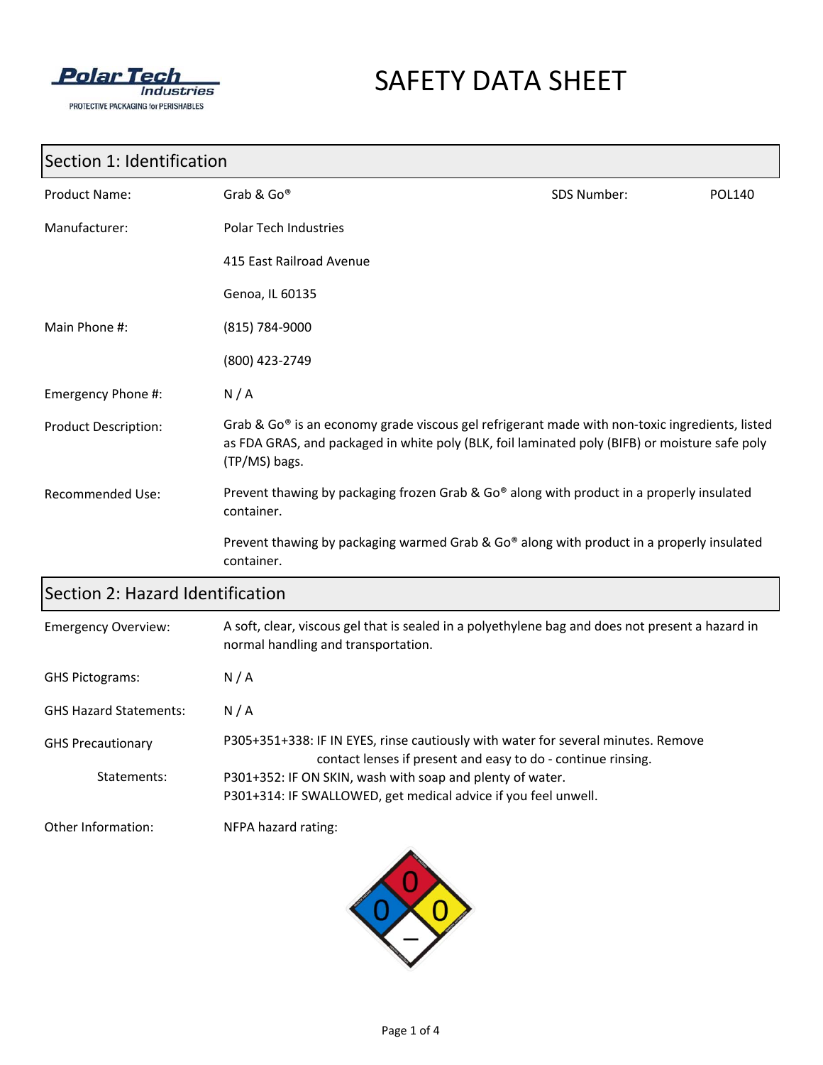Polar Tech Industries
PROTECTIVE PACKAGING for PERISHABLES

# SAFETY DATA SHEET

## Section 1: Identification

| | | | |
|---|---|---|---|
| Product Name: | Grab & Go® | SDS Number: | POL140 |
| Manufacturer: | Polar Tech Industries | | |
| | 415 East Railroad Avenue | | |
| | Genoa, IL 60135 | | |
| Main Phone #: | (815) 784-9000 | | |
| | (800) 423-2749 | | |
| Emergency Phone #: | N / A | | |

Product Description: Grab & Go® is an economy grade viscous gel refrigerant made with non-toxic ingredients, listed as FDA GRAS, and packaged in white poly (BLK, foil laminated poly (BIFB) or moisture safe poly (TP/MS) bags.

Recommended Use: Prevent thawing by packaging frozen Grab & Go® along with product in a properly insulated container.

Prevent thawing by packaging warmed Grab & Go® along with product in a properly insulated container.

## Section 2: Hazard Identification

Emergency Overview: A soft, clear, viscous gel that is sealed in a polyethylene bag and does not present a hazard in normal handling and transportation.

GHS Pictograms: N / A

GHS Hazard Statements: N / A

GHS Precautionary Statements:
P305+351+338: IF IN EYES, rinse cautiously with water for several minutes. Remove contact lenses if present and easy to do - continue rinsing.
P301+352: IF ON SKIN, wash with soap and plenty of water.
P301+314: IF SWALLOWED, get medical advice if you feel unwell.

Other Information: NFPA hazard rating:

| Health (blue) | Flammability (red) | Instability (yellow) | Special (white) |
|---|---|---|---|
| 0 | 0 | 0 | – |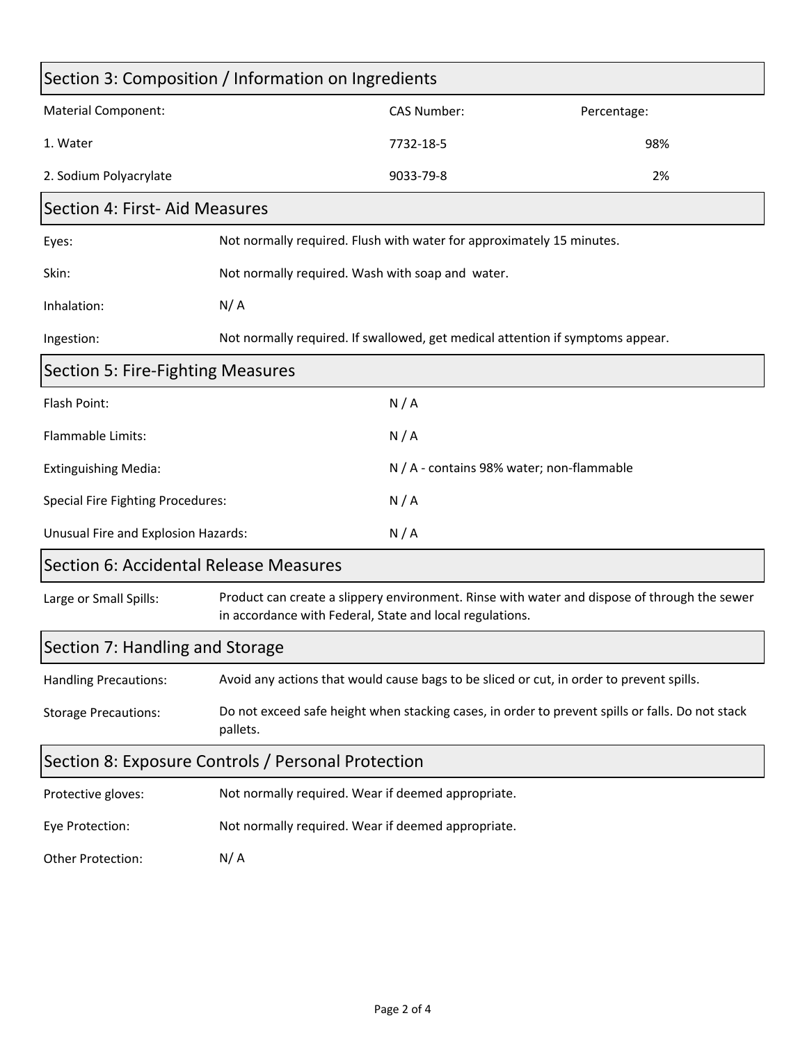## Section 3: Composition / Information on Ingredients

| Material Component: | CAS Number: | Percentage: |
|---|---|---|
| 1. Water | 7732-18-5 | 98% |
| 2. Sodium Polyacrylate | 9033-79-8 | 2% |

## Section 4: First- Aid Measures

| | |
|---|---|
| Eyes: | Not normally required. Flush with water for approximately 15 minutes. |
| Skin: | Not normally required. Wash with soap and water. |
| Inhalation: | N/ A |
| Ingestion: | Not normally required. If swallowed, get medical attention if symptoms appear. |

## Section 5: Fire-Fighting Measures

| | |
|---|---|
| Flash Point: | N / A |
| Flammable Limits: | N / A |
| Extinguishing Media: | N / A - contains 98% water; non-flammable |
| Special Fire Fighting Procedures: | N / A |
| Unusual Fire and Explosion Hazards: | N / A |

## Section 6: Accidental Release Measures

| | |
|---|---|
| Large or Small Spills: | Product can create a slippery environment. Rinse with water and dispose of through the sewer in accordance with Federal, State and local regulations. |

## Section 7: Handling and Storage

| | |
|---|---|
| Handling Precautions: | Avoid any actions that would cause bags to be sliced or cut, in order to prevent spills. |
| Storage Precautions: | Do not exceed safe height when stacking cases, in order to prevent spills or falls. Do not stack pallets. |

## Section 8: Exposure Controls / Personal Protection

| | |
|---|---|
| Protective gloves: | Not normally required. Wear if deemed appropriate. |
| Eye Protection: | Not normally required. Wear if deemed appropriate. |
| Other Protection: | N/ A |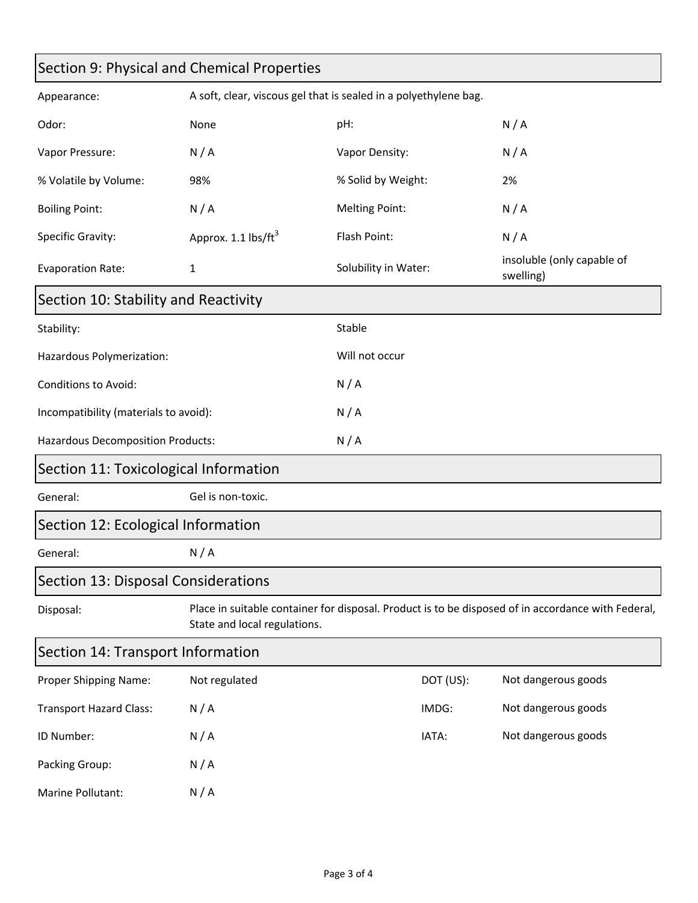## Section 9: Physical and Chemical Properties

| | | | |
|---|---|---|---|
| Appearance: | A soft, clear, viscous gel that is sealed in a polyethylene bag. | | |
| Odor: | None | pH: | N / A |
| Vapor Pressure: | N / A | Vapor Density: | N / A |
| % Volatile by Volume: | 98% | % Solid by Weight: | 2% |
| Boiling Point: | N / A | Melting Point: | N / A |
| Specific Gravity: | Approx. 1.1 $lbs/ft^3$ | Flash Point: | N / A |
| Evaporation Rate: | 1 | Solubility in Water: | insoluble (only capable of swelling) |

## Section 10: Stability and Reactivity

| | |
|---|---|
| Stability: | Stable |
| Hazardous Polymerization: | Will not occur |
| Conditions to Avoid: | N / A |
| Incompatibility (materials to avoid): | N / A |
| Hazardous Decomposition Products: | N / A |

## Section 11: Toxicological Information

General: Gel is non-toxic.

## Section 12: Ecological Information

General: N / A

## Section 13: Disposal Considerations

Disposal: Place in suitable container for disposal. Product is to be disposed of in accordance with Federal, State and local regulations.

## Section 14: Transport Information

| | | | |
|---|---|---|---|
| Proper Shipping Name: | Not regulated | DOT (US): | Not dangerous goods |
| Transport Hazard Class: | N / A | IMDG: | Not dangerous goods |
| ID Number: | N / A | IATA: | Not dangerous goods |
| Packing Group: | N / A | | |
| Marine Pollutant: | N / A | | |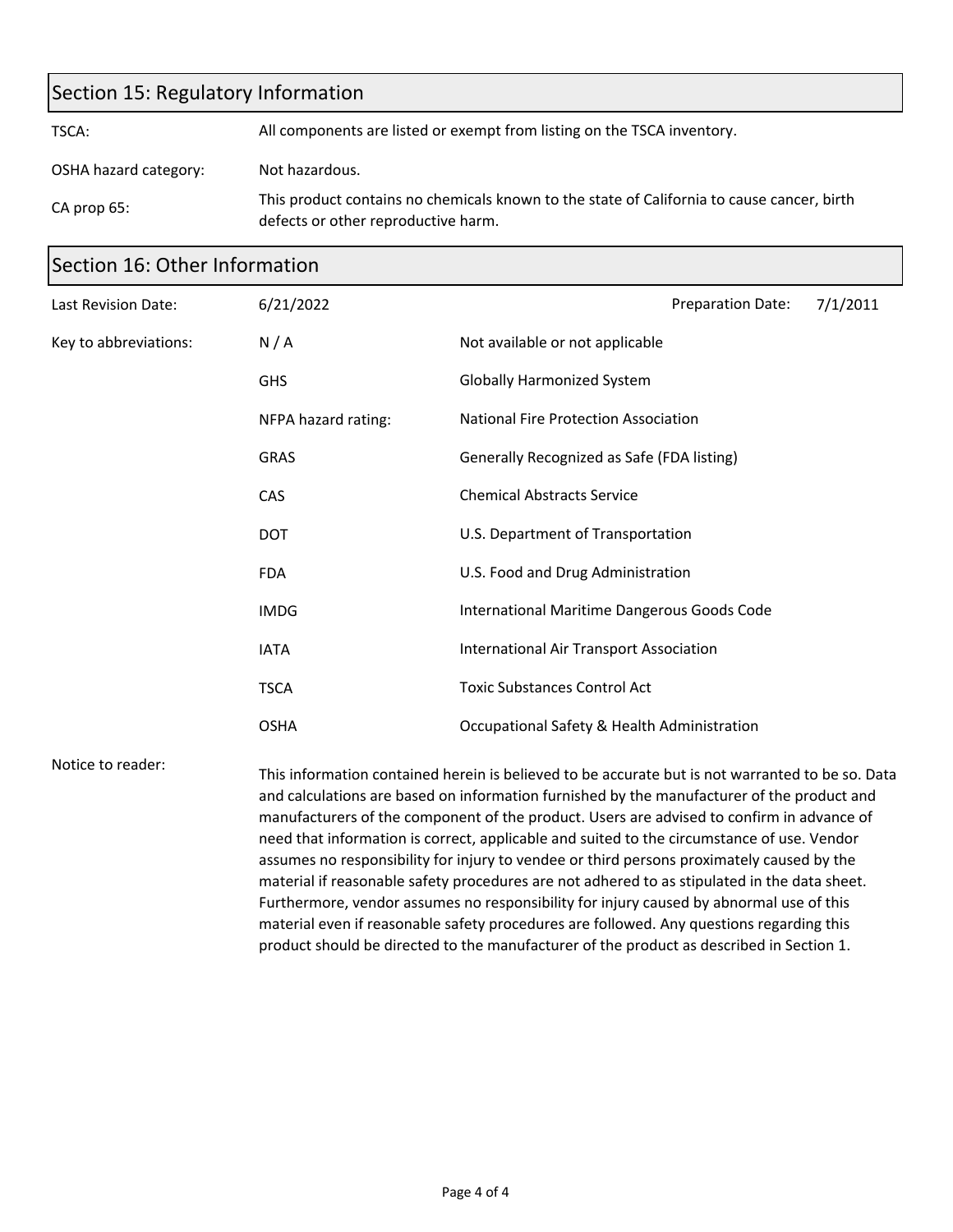## Section 15: Regulatory Information

| | |
|---|---|
| TSCA: | All components are listed or exempt from listing on the TSCA inventory. |
| OSHA hazard category: | Not hazardous. |
| CA prop 65: | This product contains no chemicals known to the state of California to cause cancer, birth defects or other reproductive harm. |

## Section 16: Other Information

Last Revision Date: 6/21/2022 Preparation Date: 7/1/2011

Key to abbreviations:

| | |
|---|---|
| N / A | Not available or not applicable |
| GHS | Globally Harmonized System |
| NFPA hazard rating: | National Fire Protection Association |
| GRAS | Generally Recognized as Safe (FDA listing) |
| CAS | Chemical Abstracts Service |
| DOT | U.S. Department of Transportation |
| FDA | U.S. Food and Drug Administration |
| IMDG | International Maritime Dangerous Goods Code |
| IATA | International Air Transport Association |
| TSCA | Toxic Substances Control Act |
| OSHA | Occupational Safety & Health Administration |

Notice to reader:

This information contained herein is believed to be accurate but is not warranted to be so. Data and calculations are based on information furnished by the manufacturer of the product and manufacturers of the component of the product. Users are advised to confirm in advance of need that information is correct, applicable and suited to the circumstance of use. Vendor assumes no responsibility for injury to vendee or third persons proximately caused by the material if reasonable safety procedures are not adhered to as stipulated in the data sheet. Furthermore, vendor assumes no responsibility for injury caused by abnormal use of this material even if reasonable safety procedures are followed. Any questions regarding this product should be directed to the manufacturer of the product as described in Section 1.